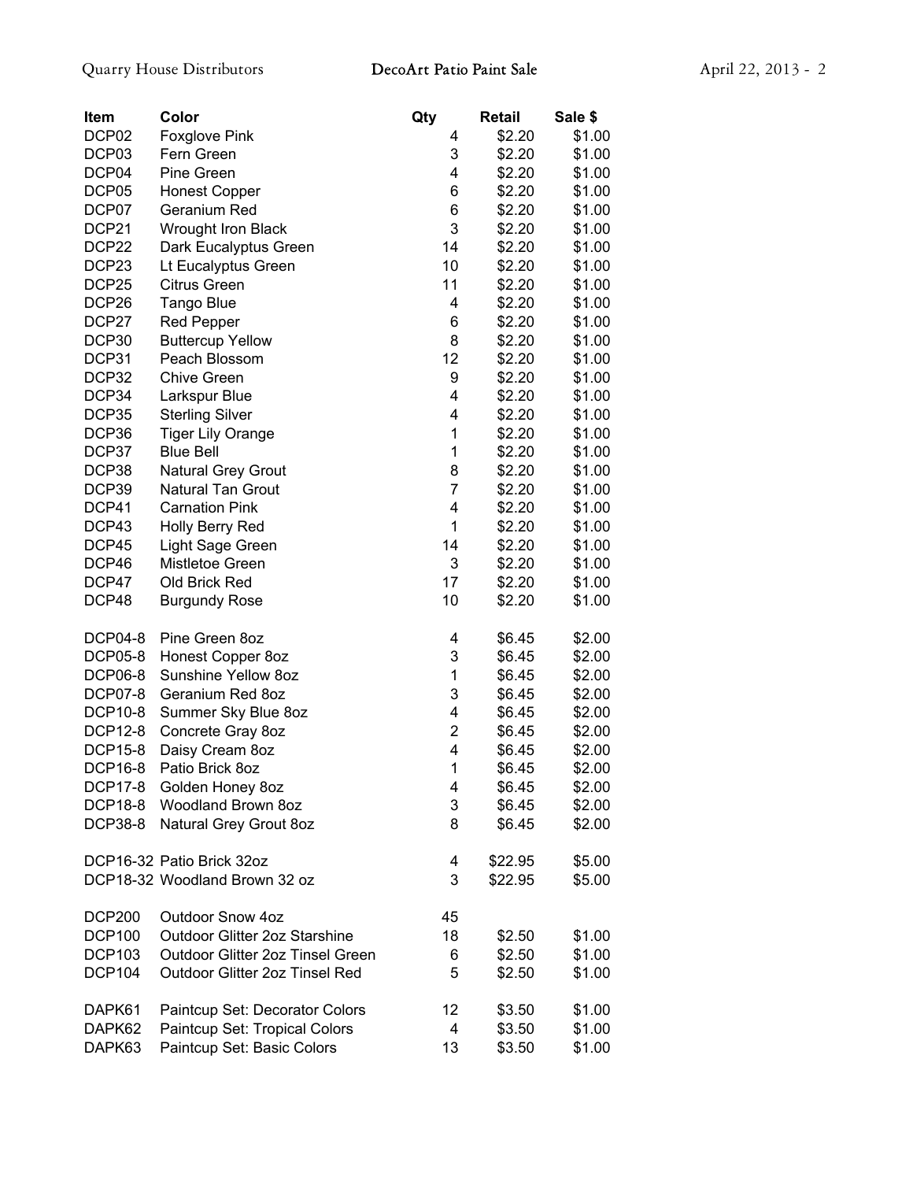| Item | Color | Qty | Retail | Sale $ |
|---|---|---|---|---|
| DCP02 | Foxglove Pink | 4 | $2.20 | $1.00 |
| DCP03 | Fern Green | 3 | $2.20 | $1.00 |
| DCP04 | Pine Green | 4 | $2.20 | $1.00 |
| DCP05 | Honest Copper | 6 | $2.20 | $1.00 |
| DCP07 | Geranium Red | 6 | $2.20 | $1.00 |
| DCP21 | Wrought Iron Black | 3 | $2.20 | $1.00 |
| DCP22 | Dark Eucalyptus Green | 14 | $2.20 | $1.00 |
| DCP23 | Lt Eucalyptus Green | 10 | $2.20 | $1.00 |
| DCP25 | Citrus Green | 11 | $2.20 | $1.00 |
| DCP26 | Tango Blue | 4 | $2.20 | $1.00 |
| DCP27 | Red Pepper | 6 | $2.20 | $1.00 |
| DCP30 | Buttercup Yellow | 8 | $2.20 | $1.00 |
| DCP31 | Peach Blossom | 12 | $2.20 | $1.00 |
| DCP32 | Chive Green | 9 | $2.20 | $1.00 |
| DCP34 | Larkspur Blue | 4 | $2.20 | $1.00 |
| DCP35 | Sterling Silver | 4 | $2.20 | $1.00 |
| DCP36 | Tiger Lily Orange | 1 | $2.20 | $1.00 |
| DCP37 | Blue Bell | 1 | $2.20 | $1.00 |
| DCP38 | Natural Grey Grout | 8 | $2.20 | $1.00 |
| DCP39 | Natural Tan Grout | 7 | $2.20 | $1.00 |
| DCP41 | Carnation Pink | 4 | $2.20 | $1.00 |
| DCP43 | Holly Berry Red | 1 | $2.20 | $1.00 |
| DCP45 | Light Sage Green | 14 | $2.20 | $1.00 |
| DCP46 | Mistletoe Green | 3 | $2.20 | $1.00 |
| DCP47 | Old Brick Red | 17 | $2.20 | $1.00 |
| DCP48 | Burgundy Rose | 10 | $2.20 | $1.00 |
| | | | | |
| DCP04-8 | Pine Green 8oz | 4 | $6.45 | $2.00 |
| DCP05-8 | Honest Copper 8oz | 3 | $6.45 | $2.00 |
| DCP06-8 | Sunshine Yellow 8oz | 1 | $6.45 | $2.00 |
| DCP07-8 | Geranium Red 8oz | 3 | $6.45 | $2.00 |
| DCP10-8 | Summer Sky Blue 8oz | 4 | $6.45 | $2.00 |
| DCP12-8 | Concrete Gray 8oz | 2 | $6.45 | $2.00 |
| DCP15-8 | Daisy Cream 8oz | 4 | $6.45 | $2.00 |
| DCP16-8 | Patio Brick 8oz | 1 | $6.45 | $2.00 |
| DCP17-8 | Golden Honey 8oz | 4 | $6.45 | $2.00 |
| DCP18-8 | Woodland Brown 8oz | 3 | $6.45 | $2.00 |
| DCP38-8 | Natural Grey Grout 8oz | 8 | $6.45 | $2.00 |
| | | | | |
| DCP16-32 | Patio Brick 32oz | 4 | $22.95 | $5.00 |
| DCP18-32 | Woodland Brown 32 oz | 3 | $22.95 | $5.00 |
| | | | | |
| DCP200 | Outdoor Snow 4oz | 45 | | |
| DCP100 | Outdoor Glitter 2oz Starshine | 18 | $2.50 | $1.00 |
| DCP103 | Outdoor Glitter 2oz Tinsel Green | 6 | $2.50 | $1.00 |
| DCP104 | Outdoor Glitter 2oz Tinsel Red | 5 | $2.50 | $1.00 |
| | | | | |
| DAPK61 | Paintcup Set: Decorator Colors | 12 | $3.50 | $1.00 |
| DAPK62 | Paintcup Set: Tropical Colors | 4 | $3.50 | $1.00 |
| DAPK63 | Paintcup Set: Basic Colors | 13 | $3.50 | $1.00 |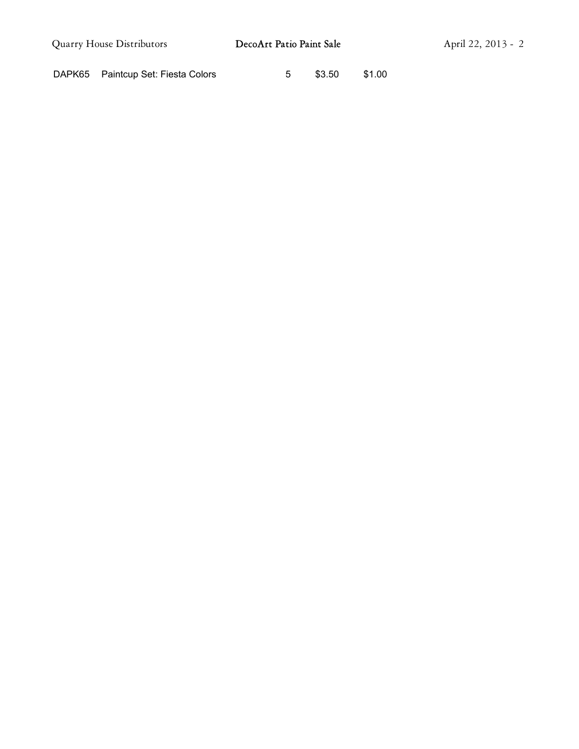| | | | | |
|---|---|---|---|---|
| DAPK65 | Paintcup Set: Fiesta Colors | 5 | $3.50 | $1.00 |